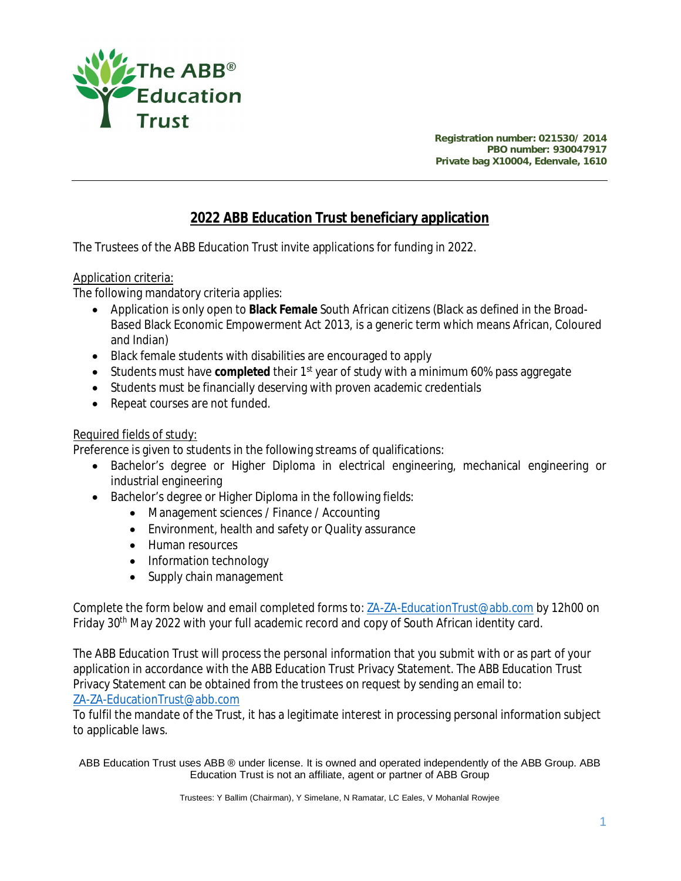The ABB® Education Trust

**Registration number: 021530/ 2014**
**PBO number: 930047917**
**Private bag X10004, Edenvale, 1610**

---

## 2022 ABB Education Trust beneficiary application

The Trustees of the ABB Education Trust invite applications for funding in 2022.

Application criteria:

The following mandatory criteria applies:

- Application is only open to **Black Female** South African citizens (Black as defined in the Broad-Based Black Economic Empowerment Act 2013, is a generic term which means African, Coloured and Indian)
- Black female students with disabilities are encouraged to apply
- Students must have **completed** their 1st year of study with a minimum 60% pass aggregate
- Students must be financially deserving with proven academic credentials
- Repeat courses are not funded.

Required fields of study:

Preference is given to students in the following streams of qualifications:

- Bachelor's degree or Higher Diploma in electrical engineering, mechanical engineering or industrial engineering
- Bachelor's degree or Higher Diploma in the following fields:
  - Management sciences / Finance / Accounting
  - Environment, health and safety or Quality assurance
  - Human resources
  - Information technology
  - Supply chain management

Complete the form below and email completed forms to: ZA-ZA-EducationTrust@abb.com by 12h00 on Friday 30th May 2022 with your full academic record and copy of South African identity card.

The ABB Education Trust will process the personal information that you submit with or as part of your application in accordance with the ABB Education Trust Privacy Statement. The ABB Education Trust Privacy Statement can be obtained from the trustees on request by sending an email to: ZA-ZA-EducationTrust@abb.com

To fulfil the mandate of the Trust, it has a legitimate interest in processing personal information subject to applicable laws.

ABB Education Trust uses ABB ® under license. It is owned and operated independently of the ABB Group. ABB Education Trust is not an affiliate, agent or partner of ABB Group

Trustees: Y Ballim (Chairman), Y Simelane, N Ramatar, LC Eales, V Mohanlal Rowjee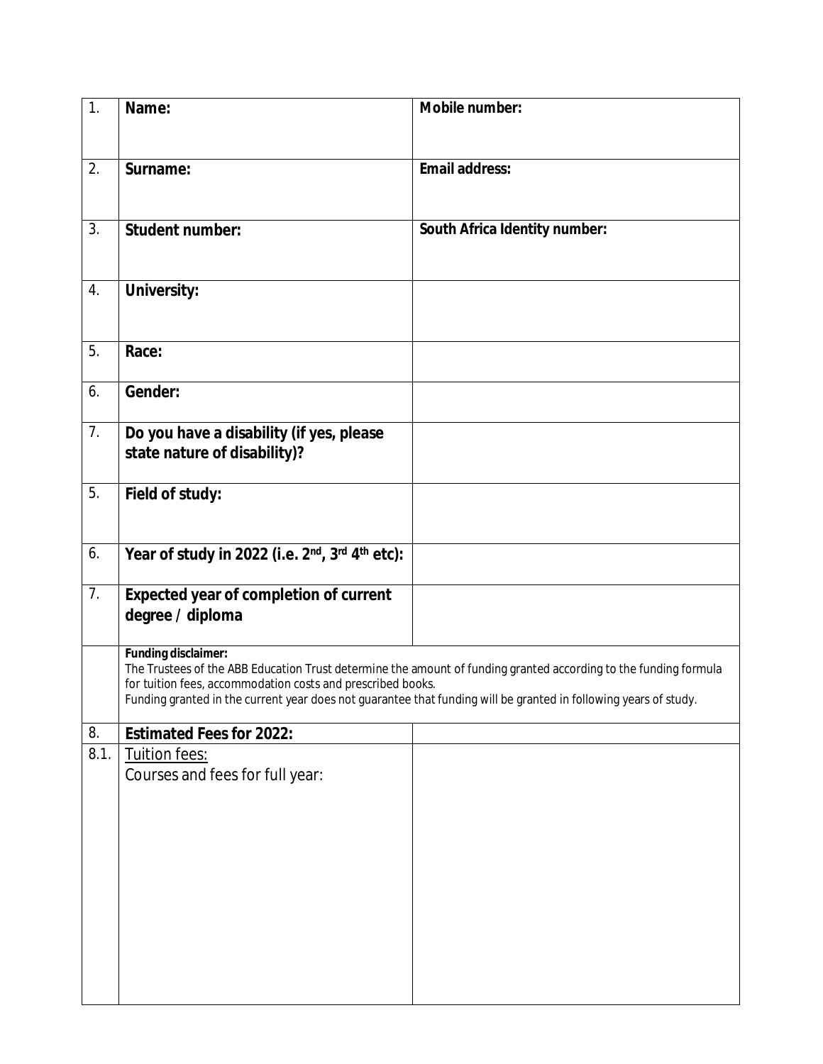| 1. | **Name:** | **Mobile number:** |
|---|---|---|
| 2. | **Surname:** | **Email address:** |
| 3. | **Student number:** | **South Africa Identity number:** |
| 4. | **University:** | |
| 5. | **Race:** | |
| 6. | **Gender:** | |
| 7. | **Do you have a disability (if yes, please state nature of disability)?** | |
| 5. | **Field of study:** | |
| 6. | **Year of study in 2022 (i.e. 2nd, 3rd 4th etc):** | |
| 7. | **Expected year of completion of current degree / diploma** | |
| | **Funding disclaimer:** The Trustees of the ABB Education Trust determine the amount of funding granted according to the funding formula for tuition fees, accommodation costs and prescribed books. Funding granted in the current year does not guarantee that funding will be granted in following years of study. | |
| 8. | **Estimated Fees for 2022:** | |
| 8.1. | Tuition fees: Courses and fees for full year: | |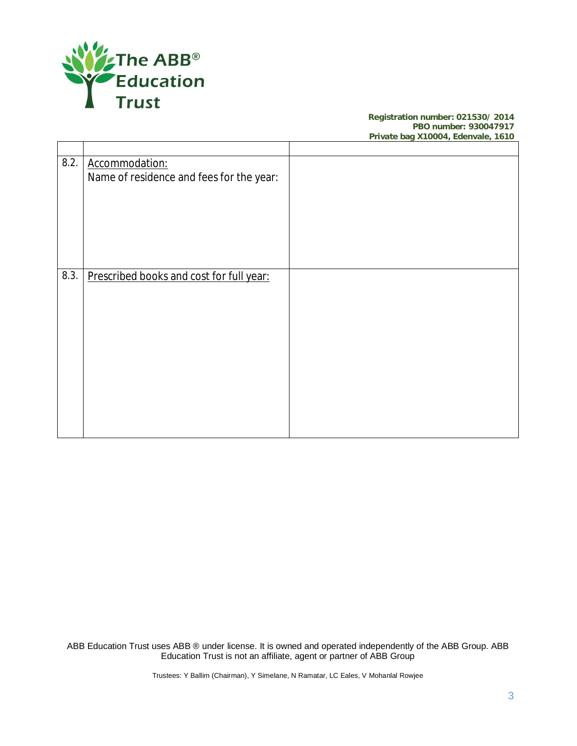| | | |
|---|---|---|
| 8.2. | Accommodation:<br>Name of residence and fees for the year: | |
| 8.3. | Prescribed books and cost for full year: | |